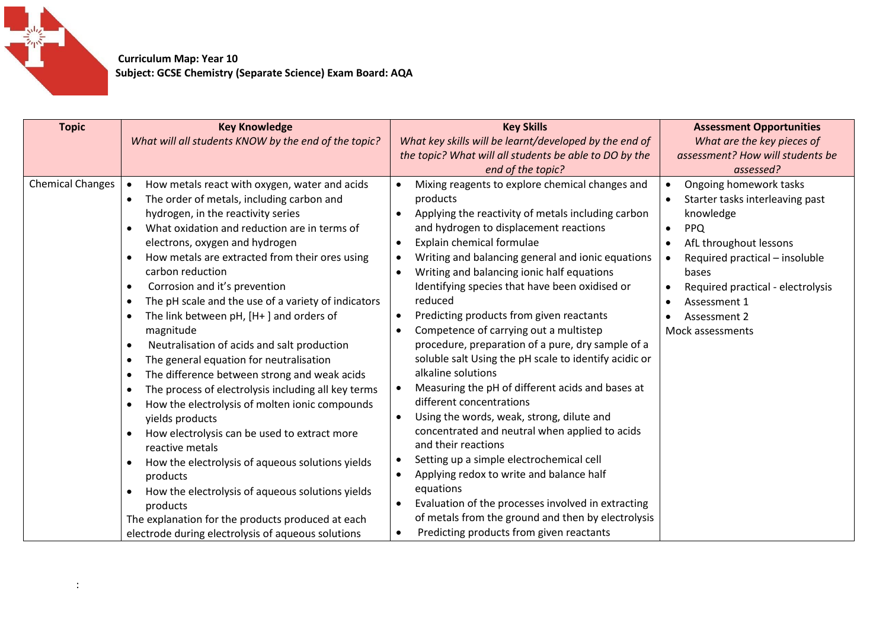**Curriculum Map: Year 10**
**Subject: GCSE Chemistry (Separate Science) Exam Board: AQA**

| Topic | Key Knowledge<br>*What will all students KNOW by the end of the topic?* | Key Skills<br>*What key skills will be learnt/developed by the end of the topic? What will all students be able to DO by the end of the topic?* | Assessment Opportunities<br>*What are the key pieces of assessment? How will students be assessed?* |
|---|---|---|---|
| Chemical Changes | • How metals react with oxygen, water and acids<br>• The order of metals, including carbon and hydrogen, in the reactivity series<br>• What oxidation and reduction are in terms of electrons, oxygen and hydrogen<br>• How metals are extracted from their ores using carbon reduction<br>• Corrosion and it's prevention<br>• The pH scale and the use of a variety of indicators<br>• The link between pH, [H+ ] and orders of magnitude<br>• Neutralisation of acids and salt production<br>• The general equation for neutralisation<br>• The difference between strong and weak acids<br>• The process of electrolysis including all key terms<br>• How the electrolysis of molten ionic compounds yields products<br>• How electrolysis can be used to extract more reactive metals<br>• How the electrolysis of aqueous solutions yields products<br>• How the electrolysis of aqueous solutions yields products<br>The explanation for the products produced at each electrode during electrolysis of aqueous solutions | • Mixing reagents to explore chemical changes and products<br>• Applying the reactivity of metals including carbon and hydrogen to displacement reactions<br>• Explain chemical formulae<br>• Writing and balancing general and ionic equations<br>• Writing and balancing ionic half equations Identifying species that have been oxidised or reduced<br>• Predicting products from given reactants<br>• Competence of carrying out a multistep procedure, preparation of a pure, dry sample of a soluble salt Using the pH scale to identify acidic or alkaline solutions<br>• Measuring the pH of different acids and bases at different concentrations<br>• Using the words, weak, strong, dilute and concentrated and neutral when applied to acids and their reactions<br>• Setting up a simple electrochemical cell<br>• Applying redox to write and balance half equations<br>• Evaluation of the processes involved in extracting of metals from the ground and then by electrolysis<br>• Predicting products from given reactants | • Ongoing homework tasks<br>• Starter tasks interleaving past knowledge<br>• PPQ<br>• AfL throughout lessons<br>• Required practical – insoluble bases<br>• Required practical - electrolysis<br>• Assessment 1<br>• Assessment 2<br>Mock assessments |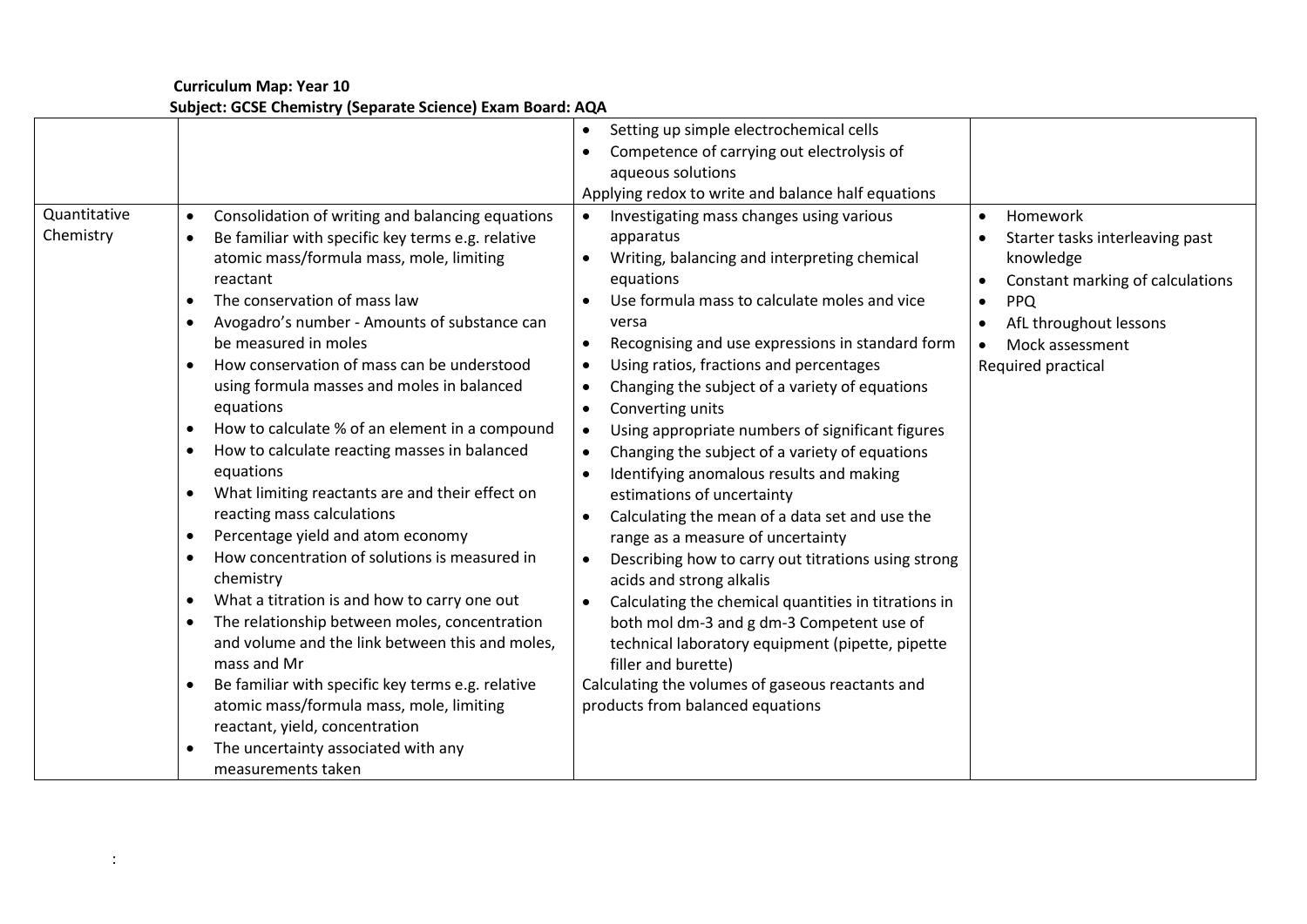**Curriculum Map: Year 10**
**Subject: GCSE Chemistry (Separate Science) Exam Board: AQA**

| | | | |
|---|---|---|---|
| | | • Setting up simple electrochemical cells<br>• Competence of carrying out electrolysis of aqueous solutions<br>Applying redox to write and balance half equations | |
| Quantitative Chemistry | • Consolidation of writing and balancing equations<br>• Be familiar with specific key terms e.g. relative atomic mass/formula mass, mole, limiting reactant<br>• The conservation of mass law<br>• Avogadro's number - Amounts of substance can be measured in moles<br>• How conservation of mass can be understood using formula masses and moles in balanced equations<br>• How to calculate % of an element in a compound<br>• How to calculate reacting masses in balanced equations<br>• What limiting reactants are and their effect on reacting mass calculations<br>• Percentage yield and atom economy<br>• How concentration of solutions is measured in chemistry<br>• What a titration is and how to carry one out<br>• The relationship between moles, concentration and volume and the link between this and moles, mass and Mr<br>• Be familiar with specific key terms e.g. relative atomic mass/formula mass, mole, limiting reactant, yield, concentration<br>• The uncertainty associated with any measurements taken | • Investigating mass changes using various apparatus<br>• Writing, balancing and interpreting chemical equations<br>• Use formula mass to calculate moles and vice versa<br>• Recognising and use expressions in standard form<br>• Using ratios, fractions and percentages<br>• Changing the subject of a variety of equations<br>• Converting units<br>• Using appropriate numbers of significant figures<br>• Changing the subject of a variety of equations<br>• Identifying anomalous results and making estimations of uncertainty<br>• Calculating the mean of a data set and use the range as a measure of uncertainty<br>• Describing how to carry out titrations using strong acids and strong alkalis<br>• Calculating the chemical quantities in titrations in both mol dm-3 and g dm-3 Competent use of technical laboratory equipment (pipette, pipette filler and burette)<br>Calculating the volumes of gaseous reactants and products from balanced equations | • Homework<br>• Starter tasks interleaving past knowledge<br>• Constant marking of calculations<br>• PPQ<br>• AfL throughout lessons<br>• Mock assessment<br>Required practical |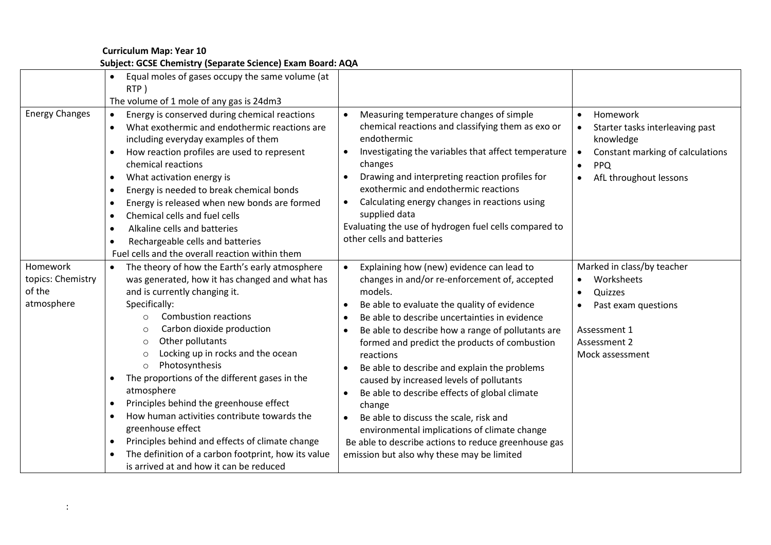**Curriculum Map: Year 10**

**Subject: GCSE Chemistry (Separate Science) Exam Board: AQA**

| | | | |
|---|---|---|---|
| | • Equal moles of gases occupy the same volume (at RTP )<br>The volume of 1 mole of any gas is 24dm3 | | |
| Energy Changes | • Energy is conserved during chemical reactions<br>• What exothermic and endothermic reactions are including everyday examples of them<br>• How reaction profiles are used to represent chemical reactions<br>• What activation energy is<br>• Energy is needed to break chemical bonds<br>• Energy is released when new bonds are formed<br>• Chemical cells and fuel cells<br>• Alkaline cells and batteries<br>• Rechargeable cells and batteries<br>Fuel cells and the overall reaction within them | • Measuring temperature changes of simple chemical reactions and classifying them as exo or endothermic<br>• Investigating the variables that affect temperature changes<br>• Drawing and interpreting reaction profiles for exothermic and endothermic reactions<br>• Calculating energy changes in reactions using supplied data<br>Evaluating the use of hydrogen fuel cells compared to other cells and batteries | • Homework<br>• Starter tasks interleaving past knowledge<br>• Constant marking of calculations<br>• PPQ<br>• AfL throughout lessons |
| Homework topics: Chemistry of the atmosphere | • The theory of how the Earth's early atmosphere was generated, how it has changed and what has and is currently changing it.<br>Specifically:<br>○ Combustion reactions<br>○ Carbon dioxide production<br>○ Other pollutants<br>○ Locking up in rocks and the ocean<br>○ Photosynthesis<br>• The proportions of the different gases in the atmosphere<br>• Principles behind the greenhouse effect<br>• How human activities contribute towards the greenhouse effect<br>• Principles behind and effects of climate change<br>• The definition of a carbon footprint, how its value is arrived at and how it can be reduced | • Explaining how (new) evidence can lead to changes in and/or re-enforcement of, accepted models.<br>• Be able to evaluate the quality of evidence<br>• Be able to describe uncertainties in evidence<br>• Be able to describe how a range of pollutants are formed and predict the products of combustion reactions<br>• Be able to describe and explain the problems caused by increased levels of pollutants<br>• Be able to describe effects of global climate change<br>• Be able to discuss the scale, risk and environmental implications of climate change<br>Be able to describe actions to reduce greenhouse gas emission but also why these may be limited | Marked in class/by teacher<br>• Worksheets<br>• Quizzes<br>• Past exam questions<br><br>Assessment 1<br>Assessment 2<br>Mock assessment |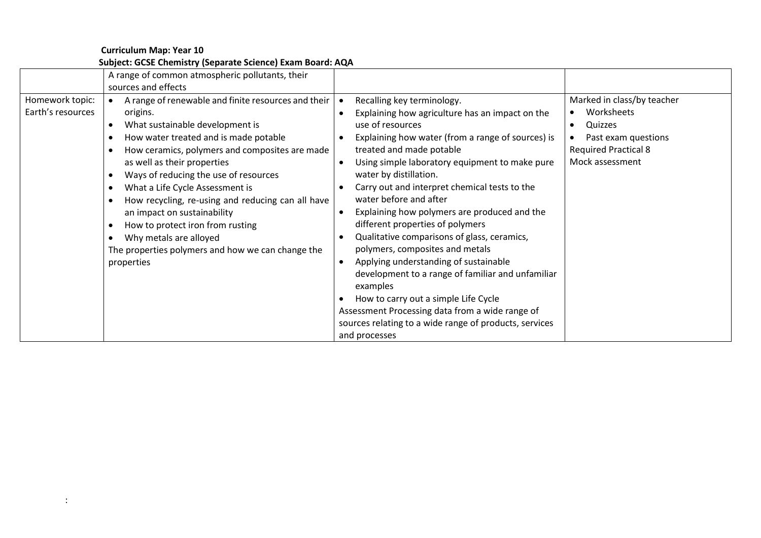**Curriculum Map: Year 10**

**Subject: GCSE Chemistry (Separate Science) Exam Board: AQA**

| | | | |
|---|---|---|---|
| | A range of common atmospheric pollutants, their sources and effects | | |
| Homework topic: Earth's resources | • A range of renewable and finite resources and their origins.<br>• What sustainable development is<br>• How water treated and is made potable<br>• How ceramics, polymers and composites are made as well as their properties<br>• Ways of reducing the use of resources<br>• What a Life Cycle Assessment is<br>• How recycling, re-using and reducing can all have an impact on sustainability<br>• How to protect iron from rusting<br>• Why metals are alloyed<br>The properties polymers and how we can change the properties | • Recalling key terminology.<br>• Explaining how agriculture has an impact on the use of resources<br>• Explaining how water (from a range of sources) is treated and made potable<br>• Using simple laboratory equipment to make pure water by distillation.<br>• Carry out and interpret chemical tests to the water before and after<br>• Explaining how polymers are produced and the different properties of polymers<br>• Qualitative comparisons of glass, ceramics, polymers, composites and metals<br>• Applying understanding of sustainable development to a range of familiar and unfamiliar examples<br>• How to carry out a simple Life Cycle<br>Assessment Processing data from a wide range of sources relating to a wide range of products, services and processes | Marked in class/by teacher<br>• Worksheets<br>• Quizzes<br>• Past exam questions<br>Required Practical 8<br>Mock assessment |